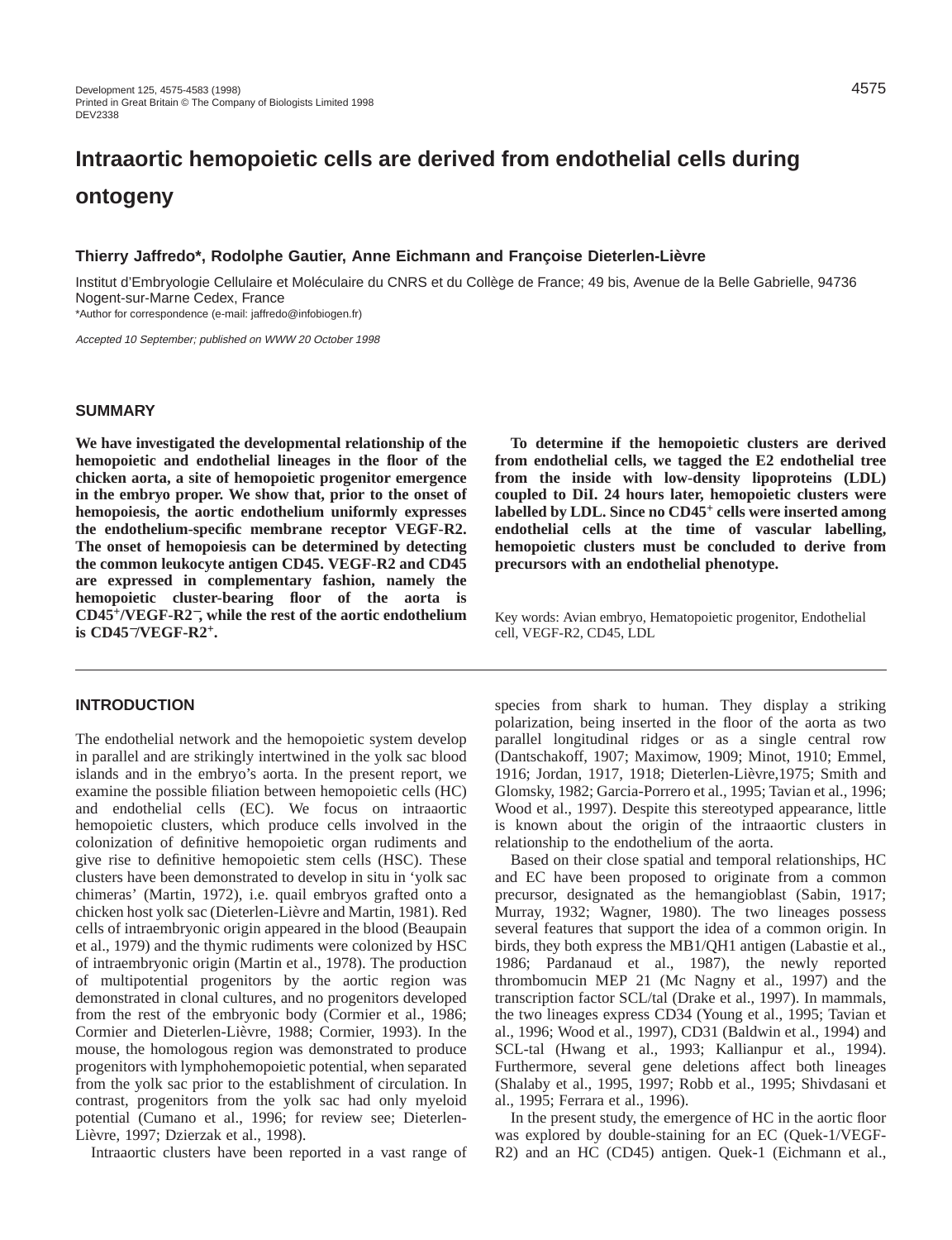# Intraaortic hemopoietic cells are derived from endothelial cells during ontogeny

**Thierry Jaffredo\*, Rodolphe Gautier, Anne Eichmann and Françoise Dieterlen-Lièvre**

Institut d'Embryologie Cellulaire et Moléculaire du CNRS et du Collège de France; 49 bis, Avenue de la Belle Gabrielle, 94736 Nogent-sur-Marne Cedex, France

\*Author for correspondence (e-mail: jaffredo@infobiogen.fr)

*Accepted 10 September; published on WWW 20 October 1998*

## SUMMARY

**We have investigated the developmental relationship of the hemopoietic and endothelial lineages in the floor of the chicken aorta, a site of hemopoietic progenitor emergence in the embryo proper. We show that, prior to the onset of hemopoiesis, the aortic endothelium uniformly expresses the endothelium-specific membrane receptor VEGF-R2. The onset of hemopoiesis can be determined by detecting the common leukocyte antigen CD45. VEGF-R2 and CD45 are expressed in complementary fashion, namely the hemopoietic cluster-bearing floor of the aorta is CD45$^{+}$/VEGF-R2$^{-}$, while the rest of the aortic endothelium is CD45$^{-}$/VEGF-R2$^{+}$.**

**To determine if the hemopoietic clusters are derived from endothelial cells, we tagged the E2 endothelial tree from the inside with low-density lipoproteins (LDL) coupled to DiI. 24 hours later, hemopoietic clusters were labelled by LDL. Since no CD45$^{+}$ cells were inserted among endothelial cells at the time of vascular labelling, hemopoietic clusters must be concluded to derive from precursors with an endothelial phenotype.**

Key words: Avian embryo, Hematopoietic progenitor, Endothelial cell, VEGF-R2, CD45, LDL

## INTRODUCTION

The endothelial network and the hemopoietic system develop in parallel and are strikingly intertwined in the yolk sac blood islands and in the embryo's aorta. In the present report, we examine the possible filiation between hemopoietic cells (HC) and endothelial cells (EC). We focus on intraaortic hemopoietic clusters, which produce cells involved in the colonization of definitive hemopoietic organ rudiments and give rise to definitive hemopoietic stem cells (HSC). These clusters have been demonstrated to develop in situ in 'yolk sac chimeras' (Martin, 1972), i.e. quail embryos grafted onto a chicken host yolk sac (Dieterlen-Lièvre and Martin, 1981). Red cells of intraembryonic origin appeared in the blood (Beaupain et al., 1979) and the thymic rudiments were colonized by HSC of intraembryonic origin (Martin et al., 1978). The production of multipotential progenitors by the aortic region was demonstrated in clonal cultures, and no progenitors developed from the rest of the embryonic body (Cormier et al., 1986; Cormier and Dieterlen-Lièvre, 1988; Cormier, 1993). In the mouse, the homologous region was demonstrated to produce progenitors with lymphohemopoietic potential, when separated from the yolk sac prior to the establishment of circulation. In contrast, progenitors from the yolk sac had only myeloid potential (Cumano et al., 1996; for review see; Dieterlen-Lièvre, 1997; Dzierzak et al., 1998).

Intraaortic clusters have been reported in a vast range of species from shark to human. They display a striking polarization, being inserted in the floor of the aorta as two parallel longitudinal ridges or as a single central row (Dantschakoff, 1907; Maximow, 1909; Minot, 1910; Emmel, 1916; Jordan, 1917, 1918; Dieterlen-Lièvre,1975; Smith and Glomsky, 1982; Garcia-Porrero et al., 1995; Tavian et al., 1996; Wood et al., 1997). Despite this stereotyped appearance, little is known about the origin of the intraaortic clusters in relationship to the endothelium of the aorta.

Based on their close spatial and temporal relationships, HC and EC have been proposed to originate from a common precursor, designated as the hemangioblast (Sabin, 1917; Murray, 1932; Wagner, 1980). The two lineages possess several features that support the idea of a common origin. In birds, they both express the MB1/QH1 antigen (Labastie et al., 1986; Pardanaud et al., 1987), the newly reported thrombomucin MEP 21 (Mc Nagny et al., 1997) and the transcription factor SCL/tal (Drake et al., 1997). In mammals, the two lineages express CD34 (Young et al., 1995; Tavian et al., 1996; Wood et al., 1997), CD31 (Baldwin et al., 1994) and SCL-tal (Hwang et al., 1993; Kallianpur et al., 1994). Furthermore, several gene deletions affect both lineages (Shalaby et al., 1995, 1997; Robb et al., 1995; Shivdasani et al., 1995; Ferrara et al., 1996).

In the present study, the emergence of HC in the aortic floor was explored by double-staining for an EC (Quek-1/VEGF-R2) and an HC (CD45) antigen. Quek-1 (Eichmann et al.,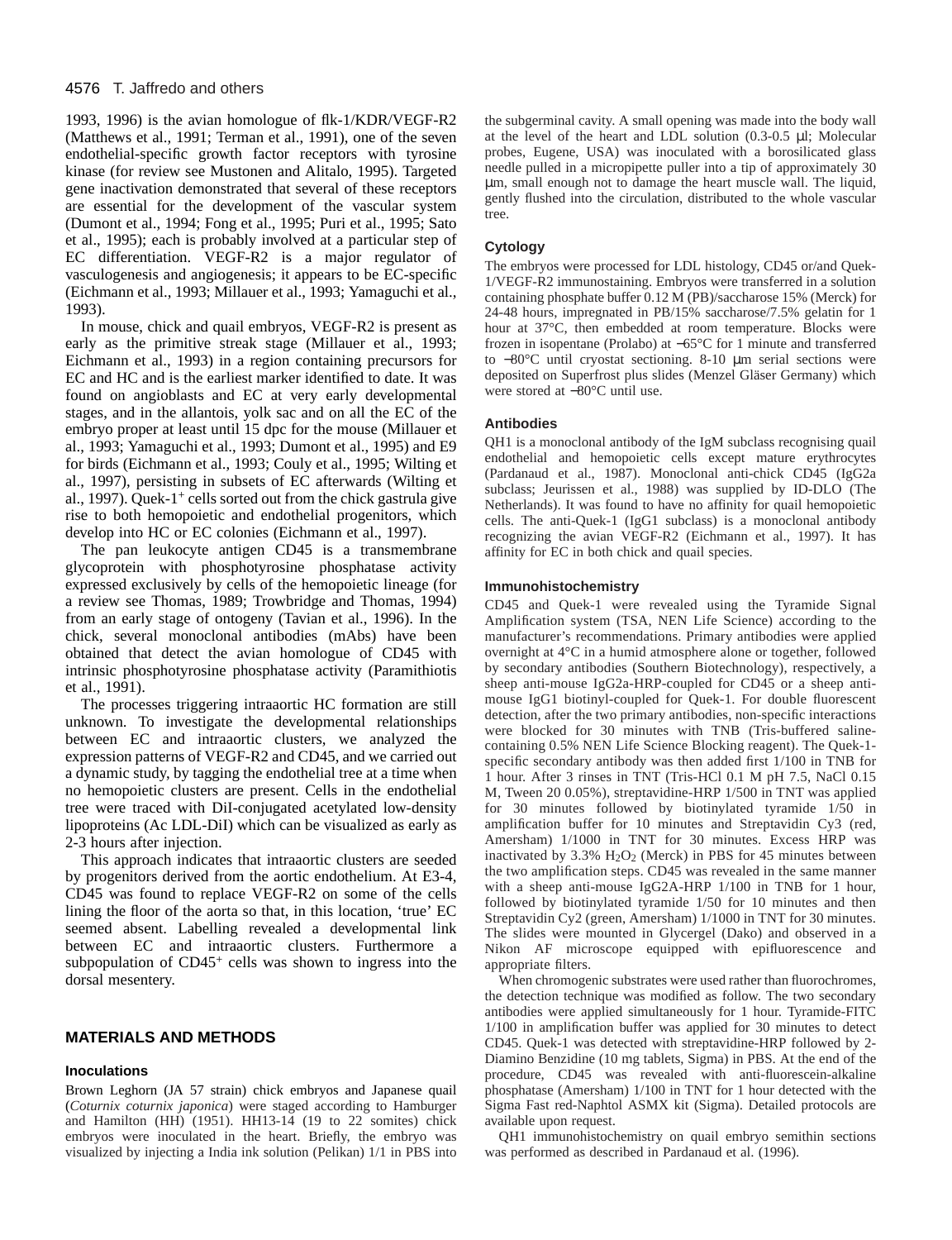1993, 1996) is the avian homologue of flk-1/KDR/VEGF-R2 (Matthews et al., 1991; Terman et al., 1991), one of the seven endothelial-specific growth factor receptors with tyrosine kinase (for review see Mustonen and Alitalo, 1995). Targeted gene inactivation demonstrated that several of these receptors are essential for the development of the vascular system (Dumont et al., 1994; Fong et al., 1995; Puri et al., 1995; Sato et al., 1995); each is probably involved at a particular step of EC differentiation. VEGF-R2 is a major regulator of vasculogenesis and angiogenesis; it appears to be EC-specific (Eichmann et al., 1993; Millauer et al., 1993; Yamaguchi et al., 1993).

In mouse, chick and quail embryos, VEGF-R2 is present as early as the primitive streak stage (Millauer et al., 1993; Eichmann et al., 1993) in a region containing precursors for EC and HC and is the earliest marker identified to date. It was found on angioblasts and EC at very early developmental stages, and in the allantois, yolk sac and on all the EC of the embryo proper at least until 15 dpc for the mouse (Millauer et al., 1993; Yamaguchi et al., 1993; Dumont et al., 1995) and E9 for birds (Eichmann et al., 1993; Couly et al., 1995; Wilting et al., 1997), persisting in subsets of EC afterwards (Wilting et al., 1997). Quek-1$^+$ cells sorted out from the chick gastrula give rise to both hemopoietic and endothelial progenitors, which develop into HC or EC colonies (Eichmann et al., 1997).

The pan leukocyte antigen CD45 is a transmembrane glycoprotein with phosphotyrosine phosphatase activity expressed exclusively by cells of the hemopoietic lineage (for a review see Thomas, 1989; Trowbridge and Thomas, 1994) from an early stage of ontogeny (Tavian et al., 1996). In the chick, several monoclonal antibodies (mAbs) have been obtained that detect the avian homologue of CD45 with intrinsic phosphotyrosine phosphatase activity (Paramithiotis et al., 1991).

The processes triggering intraaortic HC formation are still unknown. To investigate the developmental relationships between EC and intraaortic clusters, we analyzed the expression patterns of VEGF-R2 and CD45, and we carried out a dynamic study, by tagging the endothelial tree at a time when no hemopoietic clusters are present. Cells in the endothelial tree were traced with DiI-conjugated acetylated low-density lipoproteins (Ac LDL-DiI) which can be visualized as early as 2-3 hours after injection.

This approach indicates that intraaortic clusters are seeded by progenitors derived from the aortic endothelium. At E3-4, CD45 was found to replace VEGF-R2 on some of the cells lining the floor of the aorta so that, in this location, 'true' EC seemed absent. Labelling revealed a developmental link between EC and intraaortic clusters. Furthermore a subpopulation of CD45$^+$ cells was shown to ingress into the dorsal mesentery.

## MATERIALS AND METHODS

### Inoculations

Brown Leghorn (JA 57 strain) chick embryos and Japanese quail (*Coturnix coturnix japonica*) were staged according to Hamburger and Hamilton (HH) (1951). HH13-14 (19 to 22 somites) chick embryos were inoculated in the heart. Briefly, the embryo was visualized by injecting a India ink solution (Pelikan) 1/1 in PBS into the subgerminal cavity. A small opening was made into the body wall at the level of the heart and LDL solution (0.3-0.5 µl; Molecular probes, Eugene, USA) was inoculated with a borosilicated glass needle pulled in a micropipette puller into a tip of approximately 30 µm, small enough not to damage the heart muscle wall. The liquid, gently flushed into the circulation, distributed to the whole vascular tree.

### Cytology

The embryos were processed for LDL histology, CD45 or/and Quek-1/VEGF-R2 immunostaining. Embryos were transferred in a solution containing phosphate buffer 0.12 M (PB)/saccharose 15% (Merck) for 24-48 hours, impregnated in PB/15% saccharose/7.5% gelatin for 1 hour at 37°C, then embedded at room temperature. Blocks were frozen in isopentane (Prolabo) at −65°C for 1 minute and transferred to −80°C until cryostat sectioning. 8-10 µm serial sections were deposited on Superfrost plus slides (Menzel Gläser Germany) which were stored at −80°C until use.

### Antibodies

QH1 is a monoclonal antibody of the IgM subclass recognising quail endothelial and hemopoietic cells except mature erythrocytes (Pardanaud et al., 1987). Monoclonal anti-chick CD45 (IgG2a subclass; Jeurissen et al., 1988) was supplied by ID-DLO (The Netherlands). It was found to have no affinity for quail hemopoietic cells. The anti-Quek-1 (IgG1 subclass) is a monoclonal antibody recognizing the avian VEGF-R2 (Eichmann et al., 1997). It has affinity for EC in both chick and quail species.

### Immunohistochemistry

CD45 and Quek-1 were revealed using the Tyramide Signal Amplification system (TSA, NEN Life Science) according to the manufacturer's recommendations. Primary antibodies were applied overnight at 4°C in a humid atmosphere alone or together, followed by secondary antibodies (Southern Biotechnology), respectively, a sheep anti-mouse IgG2a-HRP-coupled for CD45 or a sheep anti-mouse IgG1 biotinyl-coupled for Quek-1. For double fluorescent detection, after the two primary antibodies, non-specific interactions were blocked for 30 minutes with TNB (Tris-buffered saline-containing 0.5% NEN Life Science Blocking reagent). The Quek-1-specific secondary antibody was then added first 1/100 in TNB for 1 hour. After 3 rinses in TNT (Tris-HCl 0.1 M pH 7.5, NaCl 0.15 M, Tween 20 0.05%), streptavidine-HRP 1/500 in TNT was applied for 30 minutes followed by biotinylated tyramide 1/50 in amplification buffer for 10 minutes and Streptavidin Cy3 (red, Amersham) 1/1000 in TNT for 30 minutes. Excess HRP was inactivated by 3.3% $H_2O_2$ (Merck) in PBS for 45 minutes between the two amplification steps. CD45 was revealed in the same manner with a sheep anti-mouse IgG2A-HRP 1/100 in TNB for 1 hour, followed by biotinylated tyramide 1/50 for 10 minutes and then Streptavidin Cy2 (green, Amersham) 1/1000 in TNT for 30 minutes. The slides were mounted in Glycergel (Dako) and observed in a Nikon AF microscope equipped with epifluorescence and appropriate filters.

When chromogenic substrates were used rather than fluorochromes, the detection technique was modified as follow. The two secondary antibodies were applied simultaneously for 1 hour. Tyramide-FITC 1/100 in amplification buffer was applied for 30 minutes to detect CD45. Quek-1 was detected with streptavidine-HRP followed by 2-Diamino Benzidine (10 mg tablets, Sigma) in PBS. At the end of the procedure, CD45 was revealed with anti-fluorescein-alkaline phosphatase (Amersham) 1/100 in TNT for 1 hour detected with the Sigma Fast red-Naphtol ASMX kit (Sigma). Detailed protocols are available upon request.

QH1 immunohistochemistry on quail embryo semithin sections was performed as described in Pardanaud et al. (1996).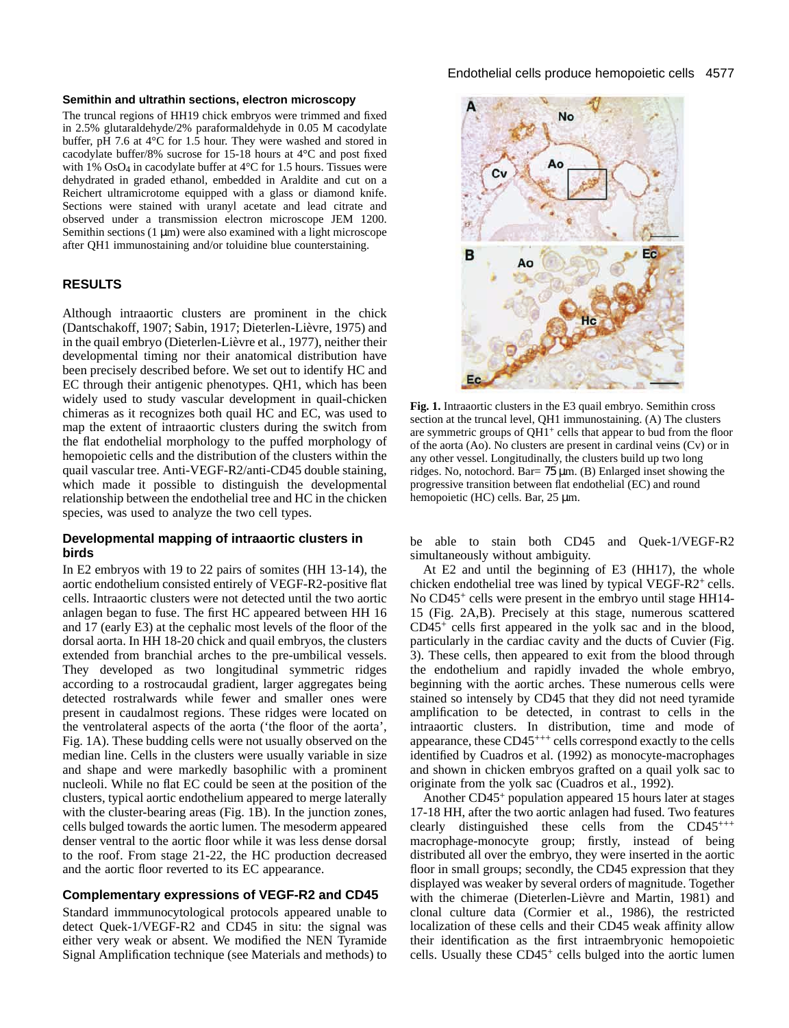### Semithin and ultrathin sections, electron microscopy

The truncal regions of HH19 chick embryos were trimmed and fixed in 2.5% glutaraldehyde/2% paraformaldehyde in 0.05 M cacodylate buffer, pH 7.6 at 4°C for 1.5 hour. They were washed and stored in cacodylate buffer/8% sucrose for 15-18 hours at 4°C and post fixed with 1% $OsO_4$ in cacodylate buffer at 4°C for 1.5 hours. Tissues were dehydrated in graded ethanol, embedded in Araldite and cut on a Reichert ultramicrotome equipped with a glass or diamond knife. Sections were stained with uranyl acetate and lead citrate and observed under a transmission electron microscope JEM 1200. Semithin sections (1 μm) were also examined with a light microscope after QH1 immunostaining and/or toluidine blue counterstaining.

## RESULTS

Although intraaortic clusters are prominent in the chick (Dantschakoff, 1907; Sabin, 1917; Dieterlen-Lièvre, 1975) and in the quail embryo (Dieterlen-Lièvre et al., 1977), neither their developmental timing nor their anatomical distribution have been precisely described before. We set out to identify HC and EC through their antigenic phenotypes. QH1, which has been widely used to study vascular development in quail-chicken chimeras as it recognizes both quail HC and EC, was used to map the extent of intraaortic clusters during the switch from the flat endothelial morphology to the puffed morphology of hemopoietic cells and the distribution of the clusters within the quail vascular tree. Anti-VEGF-R2/anti-CD45 double staining, which made it possible to distinguish the developmental relationship between the endothelial tree and HC in the chicken species, was used to analyze the two cell types.

### Developmental mapping of intraaortic clusters in birds

In E2 embryos with 19 to 22 pairs of somites (HH 13-14), the aortic endothelium consisted entirely of VEGF-R2-positive flat cells. Intraaortic clusters were not detected until the two aortic anlagen began to fuse. The first HC appeared between HH 16 and 17 (early E3) at the cephalic most levels of the floor of the dorsal aorta. In HH 18-20 chick and quail embryos, the clusters extended from branchial arches to the pre-umbilical vessels. They developed as two longitudinal symmetric ridges according to a rostrocaudal gradient, larger aggregates being detected rostralwards while fewer and smaller ones were present in caudalmost regions. These ridges were located on the ventrolateral aspects of the aorta ('the floor of the aorta', Fig. 1A). These budding cells were not usually observed on the median line. Cells in the clusters were usually variable in size and shape and were markedly basophilic with a prominent nucleoli. While no flat EC could be seen at the position of the clusters, typical aortic endothelium appeared to merge laterally with the cluster-bearing areas (Fig. 1B). In the junction zones, cells bulged towards the aortic lumen. The mesoderm appeared denser ventral to the aortic floor while it was less dense dorsal to the roof. From stage 21-22, the HC production decreased and the aortic floor reverted to its EC appearance.

### Complementary expressions of VEGF-R2 and CD45

Standard immmunocytological protocols appeared unable to detect Quek-1/VEGF-R2 and CD45 in situ: the signal was either very weak or absent. We modified the NEN Tyramide Signal Amplification technique (see Materials and methods) to be able to stain both CD45 and Quek-1/VEGF-R2 simultaneously without ambiguity.

**Fig. 1.** Intraaortic clusters in the E3 quail embryo. Semithin cross section at the truncal level, QH1 immunostaining. (A) The clusters are symmetric groups of $QH1^+$ cells that appear to bud from the floor of the aorta (Ao). No clusters are present in cardinal veins (Cv) or in any other vessel. Longitudinally, the clusters build up two long ridges. No, notochord. Bar= 75 μm. (B) Enlarged inset showing the progressive transition between flat endothelial (EC) and round hemopoietic (HC) cells. Bar, 25 μm.

At E2 and until the beginning of E3 (HH17), the whole chicken endothelial tree was lined by typical VEGF-$R2^+$ cells. No $CD45^+$ cells were present in the embryo until stage HH14-15 (Fig. 2A,B). Precisely at this stage, numerous scattered $CD45^+$ cells first appeared in the yolk sac and in the blood, particularly in the cardiac cavity and the ducts of Cuvier (Fig. 3). These cells, then appeared to exit from the blood through the endothelium and rapidly invaded the whole embryo, beginning with the aortic arches. These numerous cells were stained so intensely by CD45 that they did not need tyramide amplification to be detected, in contrast to cells in the intraaortic clusters. In distribution, time and mode of appearance, these $CD45^{+++}$ cells correspond exactly to the cells identified by Cuadros et al. (1992) as monocyte-macrophages and shown in chicken embryos grafted on a quail yolk sac to originate from the yolk sac (Cuadros et al., 1992).

Another $CD45^+$ population appeared 15 hours later at stages 17-18 HH, after the two aortic anlagen had fused. Two features clearly distinguished these cells from the $CD45^{+++}$ macrophage-monocyte group; firstly, instead of being distributed all over the embryo, they were inserted in the aortic floor in small groups; secondly, the CD45 expression that they displayed was weaker by several orders of magnitude. Together with the chimerae (Dieterlen-Lièvre and Martin, 1981) and clonal culture data (Cormier et al., 1986), the restricted localization of these cells and their CD45 weak affinity allow their identification as the first intraembryonic hemopoietic cells. Usually these $CD45^+$ cells bulged into the aortic lumen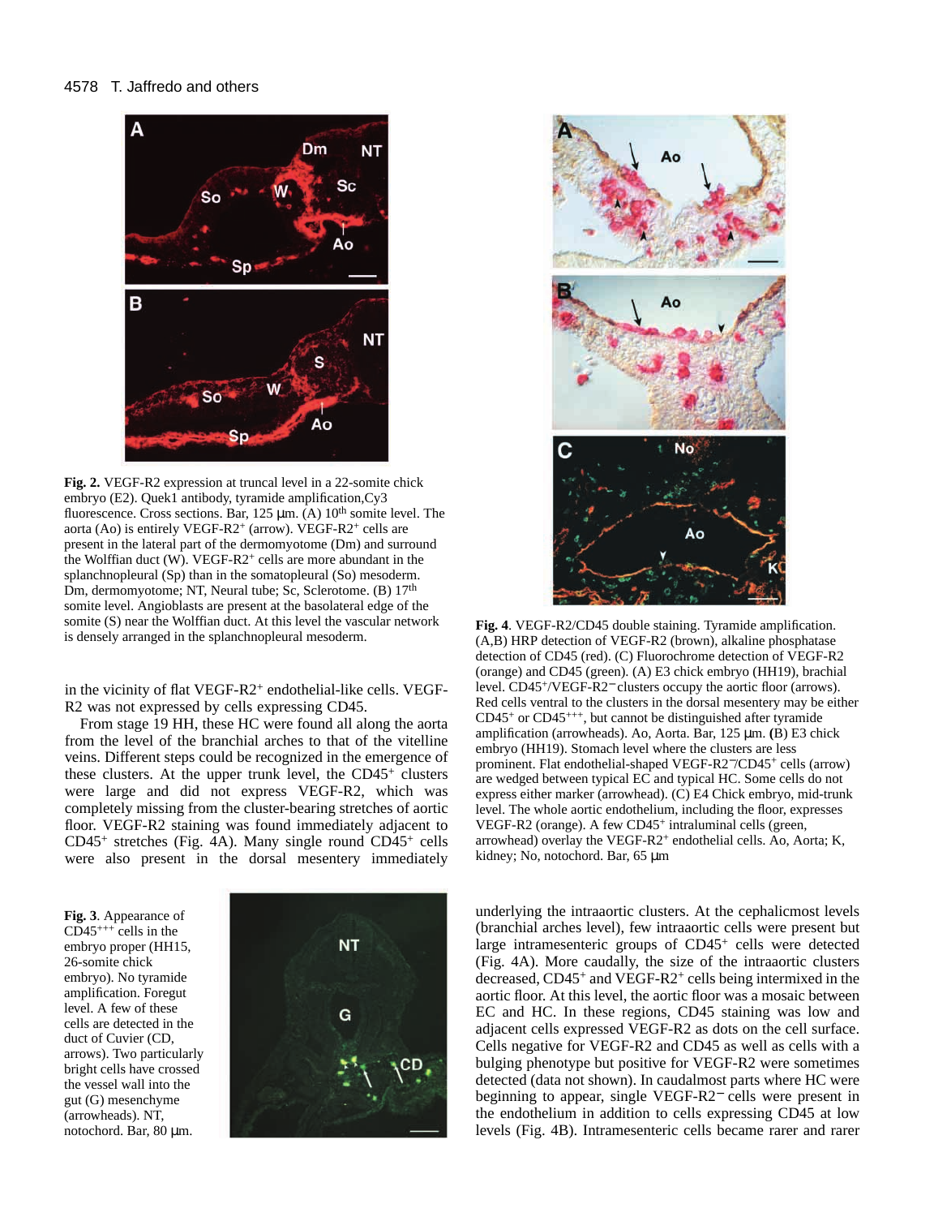**Fig. 2.** VEGF-R2 expression at truncal level in a 22-somite chick embryo (E2). Quek1 antibody, tyramide amplification,Cy3 fluorescence. Cross sections. Bar, 125 µm. (A) 10th somite level. The aorta (Ao) is entirely VEGF-R2$^{+}$ (arrow). VEGF-R2$^{+}$ cells are present in the lateral part of the dermomyotome (Dm) and surround the Wolffian duct (W). VEGF-R2$^{+}$ cells are more abundant in the splanchnopleural (Sp) than in the somatopleural (So) mesoderm. Dm, dermomyotome; NT, Neural tube; Sc, Sclerotome. (B) 17th somite level. Angioblasts are present at the basolateral edge of the somite (S) near the Wolffian duct. At this level the vascular network is densely arranged in the splanchnopleural mesoderm.

**Fig. 4**. VEGF-R2/CD45 double staining. Tyramide amplification. (A,B) HRP detection of VEGF-R2 (brown), alkaline phosphatase detection of CD45 (red). (C) Fluorochrome detection of VEGF-R2 (orange) and CD45 (green). (A) E3 chick embryo (HH19), brachial level. CD45$^{+}$/VEGF-R2$^{-}$ clusters occupy the aortic floor (arrows). Red cells ventral to the clusters in the dorsal mesentery may be either CD45$^{+}$ or CD45$^{+++}$, but cannot be distinguished after tyramide amplification (arrowheads). Ao, Aorta. Bar, 125 µm. **(**B) E3 chick embryo (HH19). Stomach level where the clusters are less prominent. Flat endothelial-shaped VEGF-R2$^{-}$/CD45$^{+}$ cells (arrow) are wedged between typical EC and typical HC. Some cells do not express either marker (arrowhead). (C) E4 Chick embryo, mid-trunk level. The whole aortic endothelium, including the floor, expresses VEGF-R2 (orange). A few CD45$^{+}$ intraluminal cells (green, arrowhead) overlay the VEGF-R2$^{+}$ endothelial cells. Ao, Aorta; K, kidney; No, notochord. Bar, 65 µm

in the vicinity of flat VEGF-R2$^{+}$ endothelial-like cells. VEGF-R2 was not expressed by cells expressing CD45.

From stage 19 HH, these HC were found all along the aorta from the level of the branchial arches to that of the vitelline veins. Different steps could be recognized in the emergence of these clusters. At the upper trunk level, the CD45$^{+}$ clusters were large and did not express VEGF-R2, which was completely missing from the cluster-bearing stretches of aortic floor. VEGF-R2 staining was found immediately adjacent to CD45$^{+}$ stretches (Fig. 4A). Many single round CD45$^{+}$ cells were also present in the dorsal mesentery immediately underlying the intraaortic clusters. At the cephalicmost levels (branchial arches level), few intraaortic cells were present but large intramesenteric groups of CD45$^{+}$ cells were detected (Fig. 4A). More caudally, the size of the intraaortic clusters decreased, CD45$^{+}$ and VEGF-R2$^{+}$ cells being intermixed in the aortic floor. At this level, the aortic floor was a mosaic between EC and HC. In these regions, CD45 staining was low and adjacent cells expressed VEGF-R2 as dots on the cell surface. Cells negative for VEGF-R2 and CD45 as well as cells with a bulging phenotype but positive for VEGF-R2 were sometimes detected (data not shown). In caudalmost parts where HC were beginning to appear, single VEGF-R2$^{-}$ cells were present in the endothelium in addition to cells expressing CD45 at low levels (Fig. 4B). Intramesenteric cells became rarer and rarer

**Fig. 3**. Appearance of CD45$^{+++}$ cells in the embryo proper (HH15, 26-somite chick embryo). No tyramide amplification. Foregut level. A few of these cells are detected in the duct of Cuvier (CD, arrows). Two particularly bright cells have crossed the vessel wall into the gut (G) mesenchyme (arrowheads). NT, notochord. Bar, 80 µm.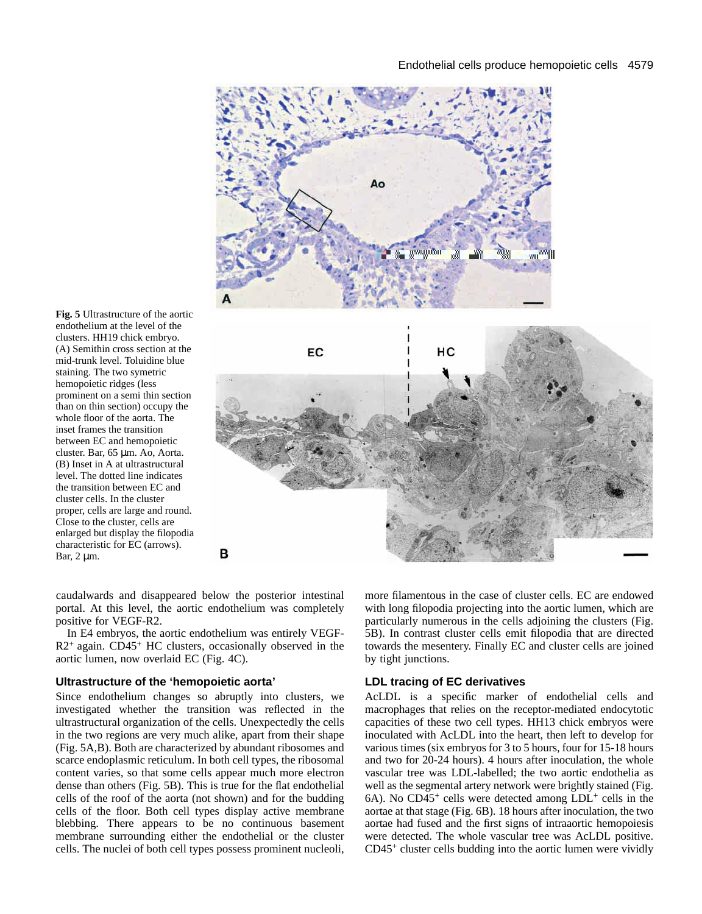**Fig. 5** Ultrastructure of the aortic endothelium at the level of the clusters. HH19 chick embryo. (A) Semithin cross section at the mid-trunk level. Toluidine blue staining. The two symetric hemopoietic ridges (less prominent on a semi thin section than on thin section) occupy the whole floor of the aorta. The inset frames the transition between EC and hemopoietic cluster. Bar, 65 µm. Ao, Aorta. (B) Inset in A at ultrastructural level. The dotted line indicates the transition between EC and cluster cells. In the cluster proper, cells are large and round. Close to the cluster, cells are enlarged but display the filopodia characteristic for EC (arrows). Bar, 2 µm.

caudalwards and disappeared below the posterior intestinal portal. At this level, the aortic endothelium was completely positive for VEGF-R2.

In E4 embryos, the aortic endothelium was entirely VEGF-R2$^+$ again. CD45$^+$ HC clusters, occasionally observed in the aortic lumen, now overlaid EC (Fig. 4C).

### Ultrastructure of the 'hemopoietic aorta'

Since endothelium changes so abruptly into clusters, we investigated whether the transition was reflected in the ultrastructural organization of the cells. Unexpectedly the cells in the two regions are very much alike, apart from their shape (Fig. 5A,B). Both are characterized by abundant ribosomes and scarce endoplasmic reticulum. In both cell types, the ribosomal content varies, so that some cells appear much more electron dense than others (Fig. 5B). This is true for the flat endothelial cells of the roof of the aorta (not shown) and for the budding cells of the floor. Both cell types display active membrane blebbing. There appears to be no continuous basement membrane surrounding either the endothelial or the cluster cells. The nuclei of both cell types possess prominent nucleoli, more filamentous in the case of cluster cells. EC are endowed with long filopodia projecting into the aortic lumen, which are particularly numerous in the cells adjoining the clusters (Fig. 5B). In contrast cluster cells emit filopodia that are directed towards the mesentery. Finally EC and cluster cells are joined by tight junctions.

### LDL tracing of EC derivatives

AcLDL is a specific marker of endothelial cells and macrophages that relies on the receptor-mediated endocytotic capacities of these two cell types. HH13 chick embryos were inoculated with AcLDL into the heart, then left to develop for various times (six embryos for 3 to 5 hours, four for 15-18 hours and two for 20-24 hours). 4 hours after inoculation, the whole vascular tree was LDL-labelled; the two aortic endothelia as well as the segmental artery network were brightly stained (Fig. 6A). No CD45$^+$ cells were detected among LDL$^+$ cells in the aortae at that stage (Fig. 6B). 18 hours after inoculation, the two aortae had fused and the first signs of intraaortic hemopoiesis were detected. The whole vascular tree was AcLDL positive. CD45$^+$ cluster cells budding into the aortic lumen were vividly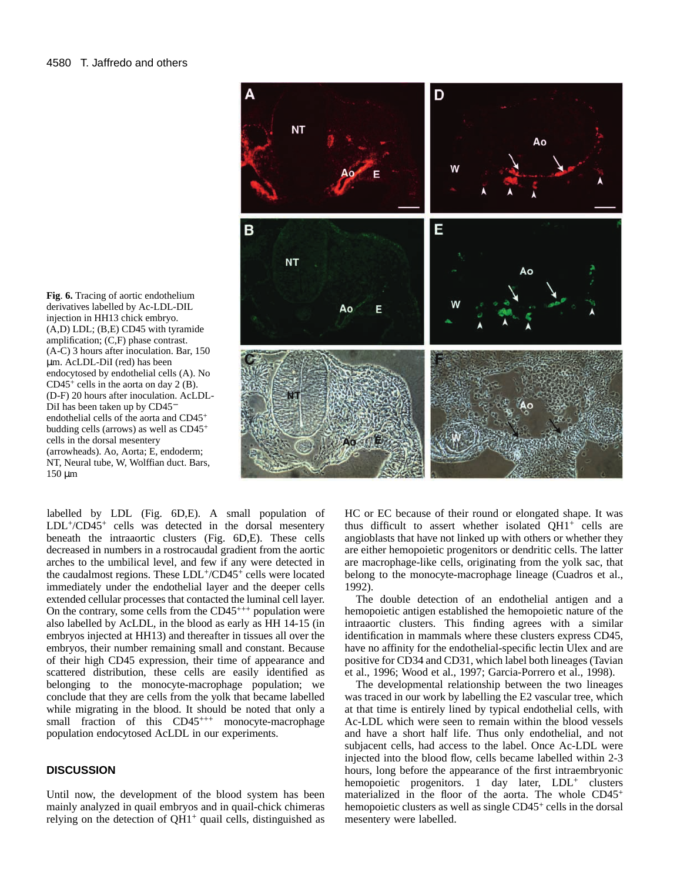**Fig. 6.** Tracing of aortic endothelium derivatives labelled by Ac-LDL-DIL injection in HH13 chick embryo. (A,D) LDL; (B,E) CD45 with tyramide amplification; (C,F) phase contrast. (A-C) 3 hours after inoculation. Bar, 150 µm. AcLDL-DiI (red) has been endocytosed by endothelial cells (A). No $CD45^+$ cells in the aorta on day 2 (B). (D-F) 20 hours after inoculation. AcLDL-DiI has been taken up by $CD45^-$ endothelial cells of the aorta and $CD45^+$ budding cells (arrows) as well as $CD45^+$ cells in the dorsal mesentery (arrowheads). Ao, Aorta; E, endoderm; NT, Neural tube, W, Wolffian duct. Bars, 150 µm

labelled by LDL (Fig. 6D,E). A small population of $LDL^+/CD45^+$ cells was detected in the dorsal mesentery beneath the intraaortic clusters (Fig. 6D,E). These cells decreased in numbers in a rostrocaudal gradient from the aortic arches to the umbilical level, and few if any were detected in the caudalmost regions. These $LDL^+/CD45^+$ cells were located immediately under the endothelial layer and the deeper cells extended cellular processes that contacted the luminal cell layer. On the contrary, some cells from the $CD45^{+++}$ population were also labelled by AcLDL, in the blood as early as HH 14-15 (in embryos injected at HH13) and thereafter in tissues all over the embryos, their number remaining small and constant. Because of their high CD45 expression, their time of appearance and scattered distribution, these cells are easily identified as belonging to the monocyte-macrophage population; we conclude that they are cells from the yolk that became labelled while migrating in the blood. It should be noted that only a small fraction of this $CD45^{+++}$ monocyte-macrophage population endocytosed AcLDL in our experiments.

## DISCUSSION

Until now, the development of the blood system has been mainly analyzed in quail embryos and in quail-chick chimeras relying on the detection of $QH1^+$ quail cells, distinguished as HC or EC because of their round or elongated shape. It was thus difficult to assert whether isolated $QH1^+$ cells are angioblasts that have not linked up with others or whether they are either hemopoietic progenitors or dendritic cells. The latter are macrophage-like cells, originating from the yolk sac, that belong to the monocyte-macrophage lineage (Cuadros et al., 1992).

The double detection of an endothelial antigen and a hemopoietic antigen established the hemopoietic nature of the intraaortic clusters. This finding agrees with a similar identification in mammals where these clusters express CD45, have no affinity for the endothelial-specific lectin Ulex and are positive for CD34 and CD31, which label both lineages (Tavian et al., 1996; Wood et al., 1997; Garcia-Porrero et al., 1998).

The developmental relationship between the two lineages was traced in our work by labelling the E2 vascular tree, which at that time is entirely lined by typical endothelial cells, with Ac-LDL which were seen to remain within the blood vessels and have a short half life. Thus only endothelial, and not subjacent cells, had access to the label. Once Ac-LDL were injected into the blood flow, cells became labelled within 2-3 hours, long before the appearance of the first intraembryonic hemopoietic progenitors. 1 day later, $LDL^+$ clusters materialized in the floor of the aorta. The whole $CD45^+$ hemopoietic clusters as well as single $CD45^+$ cells in the dorsal mesentery were labelled.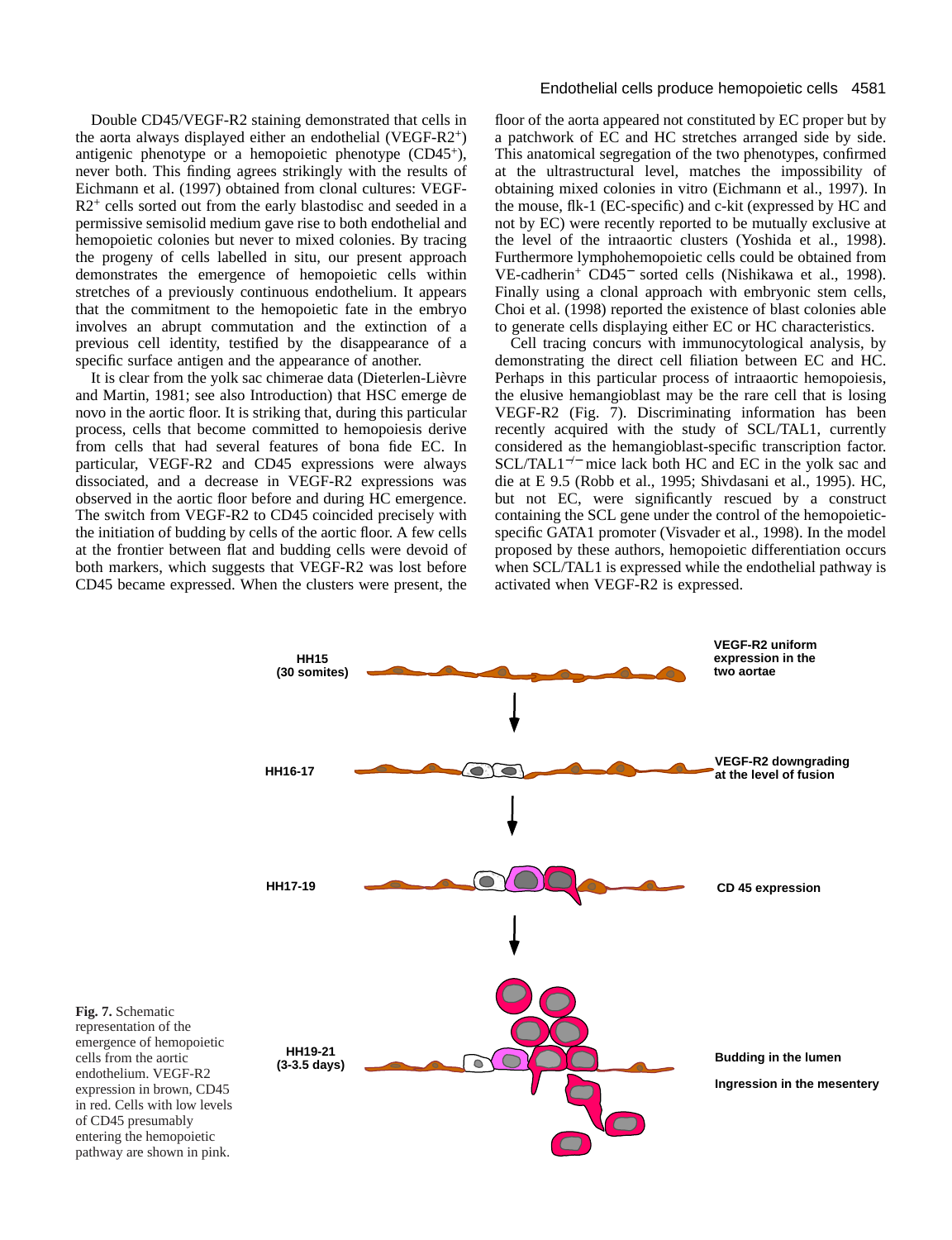Double CD45/VEGF-R2 staining demonstrated that cells in the aorta always displayed either an endothelial (VEGF-R2$^+$) antigenic phenotype or a hemopoietic phenotype (CD45$^+$), never both. This finding agrees strikingly with the results of Eichmann et al. (1997) obtained from clonal cultures: VEGF-R2$^+$ cells sorted out from the early blastodisc and seeded in a permissive semisolid medium gave rise to both endothelial and hemopoietic colonies but never to mixed colonies. By tracing the progeny of cells labelled in situ, our present approach demonstrates the emergence of hemopoietic cells within stretches of a previously continuous endothelium. It appears that the commitment to the hemopoietic fate in the embryo involves an abrupt commutation and the extinction of a previous cell identity, testified by the disappearance of a specific surface antigen and the appearance of another.

It is clear from the yolk sac chimerae data (Dieterlen-Lièvre and Martin, 1981; see also Introduction) that HSC emerge de novo in the aortic floor. It is striking that, during this particular process, cells that become committed to hemopoiesis derive from cells that had several features of bona fide EC. In particular, VEGF-R2 and CD45 expressions were always dissociated, and a decrease in VEGF-R2 expressions was observed in the aortic floor before and during HC emergence. The switch from VEGF-R2 to CD45 coincided precisely with the initiation of budding by cells of the aortic floor. A few cells at the frontier between flat and budding cells were devoid of both markers, which suggests that VEGF-R2 was lost before CD45 became expressed. When the clusters were present, the floor of the aorta appeared not constituted by EC proper but by a patchwork of EC and HC stretches arranged side by side. This anatomical segregation of the two phenotypes, confirmed at the ultrastructural level, matches the impossibility of obtaining mixed colonies in vitro (Eichmann et al., 1997). In the mouse, flk-1 (EC-specific) and c-kit (expressed by HC and not by EC) were recently reported to be mutually exclusive at the level of the intraaortic clusters (Yoshida et al., 1998). Furthermore lymphohemopoietic cells could be obtained from VE-cadherin$^+$ CD45$^-$ sorted cells (Nishikawa et al., 1998). Finally using a clonal approach with embryonic stem cells, Choi et al. (1998) reported the existence of blast colonies able to generate cells displaying either EC or HC characteristics.

Cell tracing concurs with immunocytological analysis, by demonstrating the direct cell filiation between EC and HC. Perhaps in this particular process of intraaortic hemopoiesis, the elusive hemangioblast may be the rare cell that is losing VEGF-R2 (Fig. 7). Discriminating information has been recently acquired with the study of SCL/TAL1, currently considered as the hemangioblast-specific transcription factor. SCL/TAL1$^{-/-}$ mice lack both HC and EC in the yolk sac and die at E 9.5 (Robb et al., 1995; Shivdasani et al., 1995). HC, but not EC, were significantly rescued by a construct containing the SCL gene under the control of the hemopoietic-specific GATA1 promoter (Visvader et al., 1998). In the model proposed by these authors, hemopoietic differentiation occurs when SCL/TAL1 is expressed while the endothelial pathway is activated when VEGF-R2 is expressed.

**Fig. 7.** Schematic representation of the emergence of hemopoietic cells from the aortic endothelium. VEGF-R2 expression in brown, CD45 in red. Cells with low levels of CD45 presumably entering the hemopoietic pathway are shown in pink.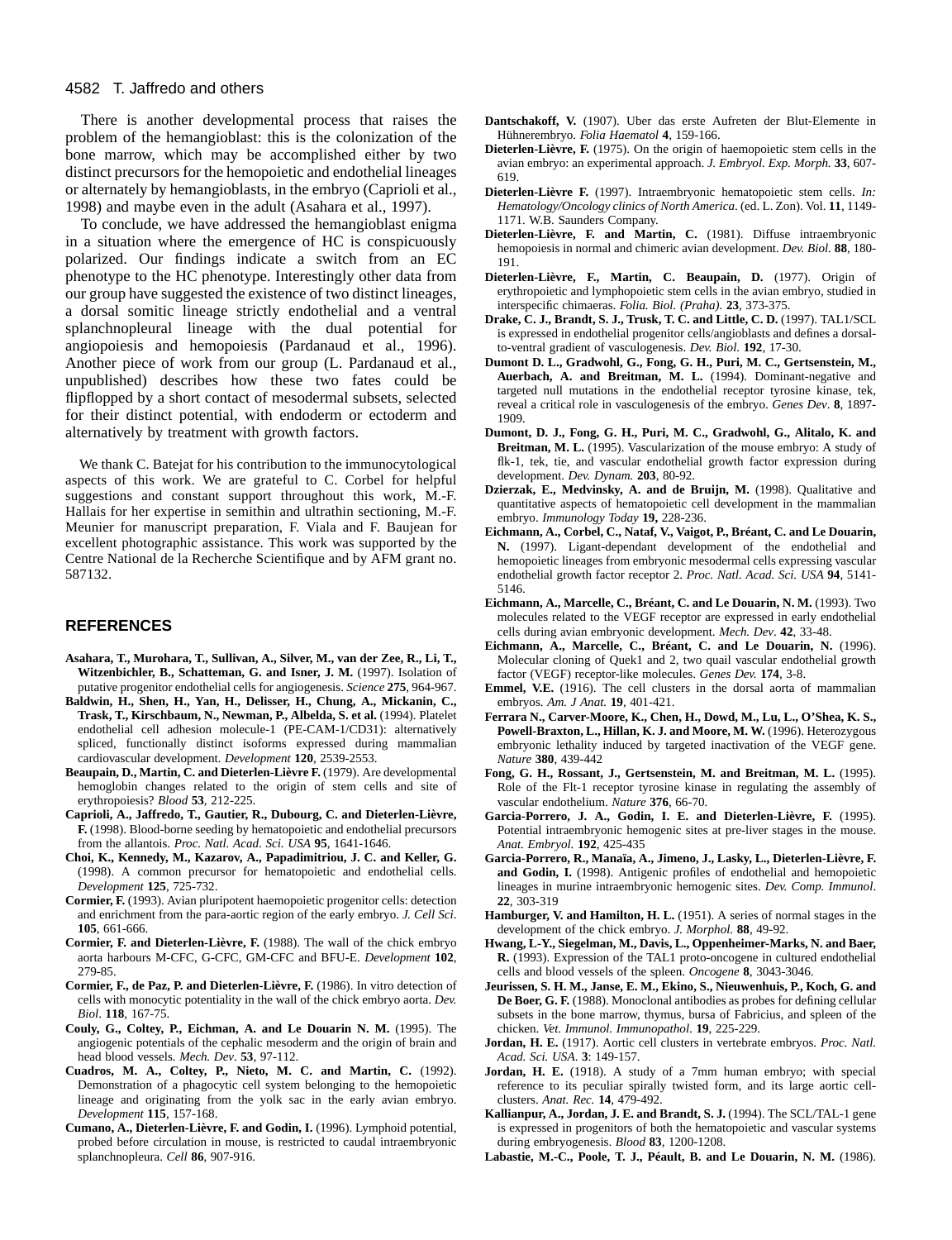There is another developmental process that raises the problem of the hemangioblast: this is the colonization of the bone marrow, which may be accomplished either by two distinct precursors for the hemopoietic and endothelial lineages or alternatively by hemangioblasts, in the embryo (Caprioli et al., 1998) and maybe even in the adult (Asahara et al., 1997).

To conclude, we have addressed the hemangioblast enigma in a situation where the emergence of HC is conspicuously polarized. Our findings indicate a switch from an EC phenotype to the HC phenotype. Interestingly other data from our group have suggested the existence of two distinct lineages, a dorsal somitic lineage strictly endothelial and a ventral splanchnopleural lineage with the dual potential for angiopoiesis and hemopoiesis (Pardanaud et al., 1996). Another piece of work from our group (L. Pardanaud et al., unpublished) describes how these two fates could be flipflopped by a short contact of mesodermal subsets, selected for their distinct potential, with endoderm or ectoderm and alternatively by treatment with growth factors.

We thank C. Batejat for his contribution to the immunocytological aspects of this work. We are grateful to C. Corbel for helpful suggestions and constant support throughout this work, M.-F. Hallais for her expertise in semithin and ultrathin sectioning, M.-F. Meunier for manuscript preparation, F. Viala and F. Baujean for excellent photographic assistance. This work was supported by the Centre National de la Recherche Scientifique and by AFM grant no. 587132.

## REFERENCES

**Asahara, T., Murohara, T., Sullivan, A., Silver, M., van der Zee, R., Li, T., Witzenbichler, B., Schatteman, G. and Isner, J. M.** (1997). Isolation of putative progenitor endothelial cells for angiogenesis. *Science* **275**, 964-967.

**Baldwin, H., Shen, H., Yan, H., Delisser, H., Chung, A., Mickanin, C., Trask, T., Kirschbaum, N., Newman, P., Albelda, S. et al.** (1994). Platelet endothelial cell adhesion molecule-1 (PE-CAM-1/CD31): alternatively spliced, functionally distinct isoforms expressed during mammalian cardiovascular development. *Development* **120**, 2539-2553.

**Beaupain, D., Martin, C. and Dieterlen-Lièvre F.** (1979). Are developmental hemoglobin changes related to the origin of stem cells and site of erythropoiesis? *Blood* **53**, 212-225.

**Caprioli, A., Jaffredo, T., Gautier, R., Dubourg, C. and Dieterlen-Lièvre, F.** (1998). Blood-borne seeding by hematopoietic and endothelial precursors from the allantois. *Proc. Natl. Acad. Sci. USA* **95**, 1641-1646.

**Choi, K., Kennedy, M., Kazarov, A., Papadimitriou, J. C. and Keller, G.** (1998). A common precursor for hematopoietic and endothelial cells. *Development* **125**, 725-732.

**Cormier, F.** (1993). Avian pluripotent haemopoietic progenitor cells: detection and enrichment from the para-aortic region of the early embryo. *J. Cell Sci*. **105**, 661-666.

**Cormier, F. and Dieterlen-Lièvre, F.** (1988). The wall of the chick embryo aorta harbours M-CFC, G-CFC, GM-CFC and BFU-E. *Development* **102**, 279-85.

**Cormier, F., de Paz, P. and Dieterlen-Lièvre, F.** (1986). In vitro detection of cells with monocytic potentiality in the wall of the chick embryo aorta. *Dev. Biol*. **118**, 167-75.

**Couly, G., Coltey, P., Eichman, A. and Le Douarin N. M.** (1995). The angiogenic potentials of the cephalic mesoderm and the origin of brain and head blood vessels. *Mech. Dev*. **53**, 97-112.

**Cuadros, M. A., Coltey, P., Nieto, M. C. and Martin, C.** (1992). Demonstration of a phagocytic cell system belonging to the hemopoietic lineage and originating from the yolk sac in the early avian embryo. *Development* **115**, 157-168.

**Cumano, A., Dieterlen-Lièvre, F. and Godin, I.** (1996). Lymphoid potential, probed before circulation in mouse, is restricted to caudal intraembryonic splanchnopleura. *Cell* **86**, 907-916.

**Dantschakoff, V.** (1907). Uber das erste Aufreten der Blut-Elemente in Hühnerembryo. *Folia Haematol* **4**, 159-166.

**Dieterlen-Lièvre, F.** (1975). On the origin of haemopoietic stem cells in the avian embryo: an experimental approach. *J. Embryol. Exp. Morph.* **33**, 607-619.

**Dieterlen-Lièvre F.** (1997). Intraembryonic hematopoietic stem cells. *In: Hematology/Oncology clinics of North America*. (ed. L. Zon). Vol. **11**, 1149-1171. W.B. Saunders Company.

**Dieterlen-Lièvre, F. and Martin, C.** (1981). Diffuse intraembryonic hemopoiesis in normal and chimeric avian development. *Dev. Biol.* **88**, 180-191.

**Dieterlen-Lièvre, F., Martin, C. Beaupain, D.** (1977). Origin of erythropoietic and lymphopoietic stem cells in the avian embryo, studied in interspecific chimaeras. *Folia. Biol. (Praha).* **23**, 373-375.

**Drake, C. J., Brandt, S. J., Trusk, T. C. and Little, C. D.** (1997). TAL1/SCL is expressed in endothelial progenitor cells/angioblasts and defines a dorsal-to-ventral gradient of vasculogenesis. *Dev. Biol.* **192**, 17-30.

**Dumont D. L., Gradwohl, G., Fong, G. H., Puri, M. C., Gertsenstein, M., Auerbach, A. and Breitman, M. L.** (1994). Dominant-negative and targeted null mutations in the endothelial receptor tyrosine kinase, tek, reveal a critical role in vasculogenesis of the embryo. *Genes Dev*. **8**, 1897-1909.

**Dumont, D. J., Fong, G. H., Puri, M. C., Gradwohl, G., Alitalo, K. and Breitman, M. L.** (1995). Vascularization of the mouse embryo: A study of flk-1, tek, tie, and vascular endothelial growth factor expression during development. *Dev. Dynam.* **203**, 80-92.

**Dzierzak, E., Medvinsky, A. and de Bruijn, M.** (1998). Qualitative and quantitative aspects of hematopoietic cell development in the mammalian embryo. *Immunology Today* **19,** 228-236.

**Eichmann, A., Corbel, C., Nataf, V., Vaigot, P., Bréant, C. and Le Douarin, N.** (1997). Ligant-dependant development of the endothelial and hemopoietic lineages from embryonic mesodermal cells expressing vascular endothelial growth factor receptor 2. *Proc. Natl. Acad. Sci. USA* **94**, 5141-5146.

**Eichmann, A., Marcelle, C., Bréant, C. and Le Douarin, N. M.** (1993). Two molecules related to the VEGF receptor are expressed in early endothelial cells during avian embryonic development. *Mech. Dev*. **42**, 33-48.

**Eichmann, A., Marcelle, C., Bréant, C. and Le Douarin, N.** (1996). Molecular cloning of Quek1 and 2, two quail vascular endothelial growth factor (VEGF) receptor-like molecules. *Genes Dev.* **174**, 3-8.

**Emmel, V.E.** (1916). The cell clusters in the dorsal aorta of mammalian embryos. *Am. J Anat.* **19**, 401-421.

**Ferrara N., Carver-Moore, K., Chen, H., Dowd, M., Lu, L., O'Shea, K. S., Powell-Braxton, L., Hillan, K. J. and Moore, M. W.** (1996). Heterozygous embryonic lethality induced by targeted inactivation of the VEGF gene. *Nature* **380**, 439-442

**Fong, G. H., Rossant, J., Gertsenstein, M. and Breitman, M. L.** (1995). Role of the Flt-1 receptor tyrosine kinase in regulating the assembly of vascular endothelium. *Nature* **376**, 66-70.

**Garcia-Porrero, J. A., Godin, I. E. and Dieterlen-Lièvre, F.** (1995). Potential intraembryonic hemogenic sites at pre-liver stages in the mouse. *Anat. Embryol.* **192**, 425-435

**Garcia-Porrero, R., Manaïa, A., Jimeno, J., Lasky, L., Dieterlen-Lièvre, F. and Godin, I.** (1998). Antigenic profiles of endothelial and hemopoietic lineages in murine intraembryonic hemogenic sites. *Dev. Comp. Immunol*. **22**, 303-319

**Hamburger, V. and Hamilton, H. L.** (1951). A series of normal stages in the development of the chick embryo. *J. Morphol.* **88**, 49-92.

**Hwang, L-Y., Siegelman, M., Davis, L., Oppenheimer-Marks, N. and Baer, R.** (1993). Expression of the TAL1 proto-oncogene in cultured endothelial cells and blood vessels of the spleen. *Oncogene* **8**, 3043-3046.

**Jeurissen, S. H. M., Janse, E. M., Ekino, S., Nieuwenhuis, P., Koch, G. and De Boer, G. F.** (1988). Monoclonal antibodies as probes for defining cellular subsets in the bone marrow, thymus, bursa of Fabricius, and spleen of the chicken. *Vet. Immunol. Immunopathol.* **19**, 225-229.

**Jordan, H. E.** (1917). Aortic cell clusters in vertebrate embryos. *Proc. Natl. Acad. Sci. USA*. **3**: 149-157.

**Jordan, H. E.** (1918). A study of a 7mm human embryo; with special reference to its peculiar spirally twisted form, and its large aortic cell-clusters. *Anat. Rec.* **14**, 479-492.

**Kallianpur, A., Jordan, J. E. and Brandt, S. J.** (1994). The SCL/TAL-1 gene is expressed in progenitors of both the hematopoietic and vascular systems during embryogenesis. *Blood* **83**, 1200-1208.

**Labastie, M.-C., Poole, T. J., Péault, B. and Le Douarin, N. M.** (1986).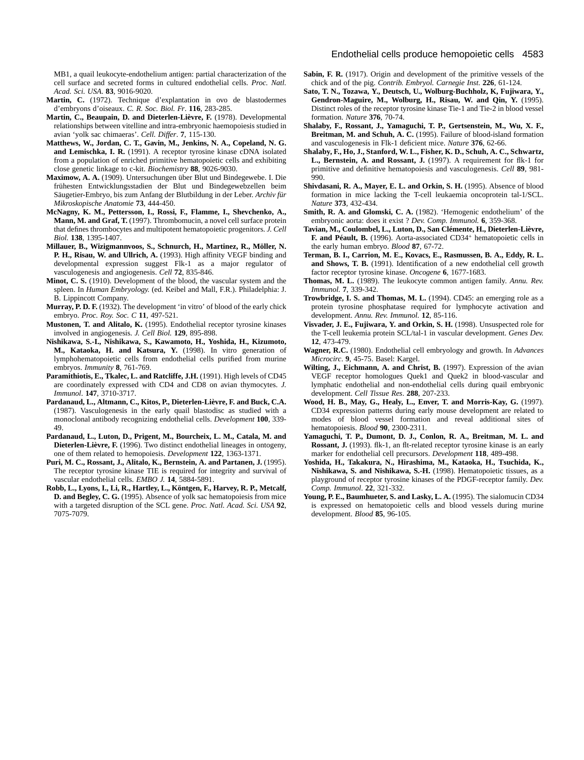MB1, a quail leukocyte-endothelium antigen: partial characterization of the cell surface and secreted forms in cultured endothelial cells. *Proc. Natl. Acad. Sci. USA.* **83**, 9016-9020.

**Martin, C.** (1972). Technique d'explantation in ovo de blastodermes d'embryons d'oiseaux. *C. R. Soc. Biol. Fr*. **116**, 283-285.

**Martin, C., Beaupain, D. and Dieterlen-Lièvre, F.** (1978). Developmental relationships between vitelline and intra-embryonic haemopoiesis studied in avian 'yolk sac chimaeras'. *Cell. Differ*. **7**, 115-130.

**Matthews, W., Jordan, C. T., Gavin, M., Jenkins, N. A., Copeland, N. G. and Lemischka, I. R.** (1991). A receptor tyrosine kinase cDNA isolated from a population of enriched primitive hematopoietic cells and exhibiting close genetic linkage to c-kit. *Biochemistry* **88**, 9026-9030.

**Maximow, A. A.** (1909). Untersuchungen über Blut und Bindegewebe. I. Die frühesten Entwicklungsstadien der Blut und Bindegewebzellen beim Säugetier-Embryo, bis zum Anfang der Blutbildung in der Leber. *Archiv für Mikroskopische Anatomie* **73**, 444-450.

**McNagny, K. M., Pettersson, I., Rossi, F., Flamme, I., Shevchenko, A., Mann, M. and Graf, T.** (1997). Thrombomucin, a novel cell surface protein that defines thrombocytes and multipotent hematopoietic progenitors. *J. Cell Biol.* **138**, 1395-1407.

**Millauer, B., Wizigmannvoos, S., Schnurch, H., Martinez, R., Möller, N. P. H., Risau, W. and Ullrich, A.** (1993). High affinity VEGF binding and developmental expression suggest Flk-1 as a major regulator of vasculogenesis and angiogenesis. *Cell* **72**, 835-846.

**Minot, C. S.** (1910). Development of the blood, the vascular system and the spleen. In *Human Embryology.* (ed. Keibel and Mall, F.R.). Philadelphia: J. B. Lippincott Company.

**Murray, P. D. F.** (1932). The development 'in vitro' of blood of the early chick embryo. *Proc. Roy. Soc. C* **11**, 497-521.

**Mustonen, T. and Alitalo, K.** (1995). Endothelial receptor tyrosine kinases involved in angiogenesis. *J. Cell Biol.* **129**, 895-898.

**Nishikawa, S.-I., Nishikawa, S., Kawamoto, H., Yoshida, H., Kizumoto, M., Kataoka, H. and Katsura, Y.** (1998). In vitro generation of lymphohematopoietic cells from endothelial cells purified from murine embryos. *Immunity* **8**, 761-769.

**Paramithiotis, E., Tkalec, L. and Ratcliffe, J.H.** (1991). High levels of CD45 are coordinately expressed with CD4 and CD8 on avian thymocytes. *J. Immunol*. **147**, 3710-3717.

**Pardanaud, L., Altmann, C., Kitos, P., Dieterlen-Lièvre, F. and Buck, C.A.** (1987). Vasculogenesis in the early quail blastodisc as studied with a monoclonal antibody recognizing endothelial cells. *Development* **100**, 339-49.

**Pardanaud, L., Luton, D., Prigent, M., Bourcheix, L. M., Catala, M. and Dieterlen-Lièvre, F.** (1996). Two distinct endothelial lineages in ontogeny, one of them related to hemopoiesis. *Development* **122**, 1363-1371.

**Puri, M. C., Rossant, J., Alitalo, K., Bernstein, A. and Partanen, J.** (1995). The receptor tyrosine kinase TIE is required for integrity and survival of vascular endothelial cells. *EMBO J.* **14**, 5884-5891.

**Robb, L., Lyons, I., Li, R., Hartley, L., Köntgen, F., Harvey, R. P., Metcalf, D. and Begley, C. G.** (1995). Absence of yolk sac hematopoiesis from mice with a targeted disruption of the SCL gene. *Proc. Natl. Acad. Sci. USA* **92**, 7075-7079.

**Sabin, F. R.** (1917). Origin and development of the primitive vessels of the chick and of the pig. *Contrib. Embryol. Carnegie Inst.* **226**, 61-124.

**Sato, T. N., Tozawa, Y., Deutsch, U., Wolburg-Buchholz, K, Fujiwara, Y., Gendron-Maguire, M., Wolburg, H., Risau, W. and Qin, Y.** (1995). Distinct roles of the receptor tyrosine kinase Tie-1 and Tie-2 in blood vessel formation. *Nature* **376**, 70-74.

**Shalaby, F., Rossant, J., Yamaguchi, T. P., Gertsenstein, M., Wu, X. F., Breitman, M. and Schuh, A. C.** (1995). Failure of blood-island formation and vasculogenesis in Flk-1 deficient mice. *Nature* **376**, 62-66.

**Shalaby, F., Ho, J., Stanford, W. L., Fisher, K. D., Schuh, A. C., Schwartz, L., Bernstein, A. and Rossant, J.** (1997). A requirement for flk-1 for primitive and definitive hematopoiesis and vasculogenesis. *Cell* **89**, 981-990.

**Shivdasani, R. A., Mayer, E. L. and Orkin, S. H.** (1995). Absence of blood formation in mice lacking the T-cell leukaemia oncoprotein tal-1/SCL. *Nature* **373**, 432-434.

**Smith, R. A. and Glomski, C. A.** (1982). 'Hemogenic endothelium' of the embryonic aorta: does it exist ? *Dev. Comp. Immunol.* **6**, 359-368.

**Tavian, M., Coulombel, L., Luton, D., San Clémente, H., Dieterlen-Lièvre, F. and Péault, B.** (1996). Aorta-associated CD34+ hematopoietic cells in the early human embryo. *Blood* **87**, 67-72.

**Terman, B. I., Carrion, M. E., Kovacs, E., Rasmussen, B. A., Eddy, R. L. and Shows, T. B.** (1991). Identification of a new endothelial cell growth factor receptor tyrosine kinase. *Oncogene* **6**, 1677-1683.

**Thomas, M. L.** (1989). The leukocyte common antigen family. *Annu. Rev. Immunol.* **7**, 339-342.

**Trowbridge, I. S. and Thomas, M. L.** (1994). CD45: an emerging role as a protein tyrosine phosphatase required for lymphocyte activation and development. *Annu. Rev. Immunol.* **12**, 85-116.

**Visvader, J. E., Fujiwara, Y. and Orkin, S. H.** (1998). Unsuspected role for the T-cell leukemia protein SCL/tal-1 in vascular development. *Genes Dev.* **12**, 473-479.

**Wagner, R.C.** (1980). Endothelial cell embryology and growth. In *Advances Microcirc*. **9**, 45-75. Basel: Kargel.

**Wilting, J., Eichmann, A. and Christ, B.** (1997). Expression of the avian VEGF receptor homologues Quek1 and Quek2 in blood-vascular and lymphatic endothelial and non-endothelial cells during quail embryonic development. *Cell Tissue Res*. **288**, 207-233.

**Wood, H. B., May, G., Healy, L., Enver, T. and Morris-Kay, G.** (1997). CD34 expression patterns during early mouse development are related to modes of blood vessel formation and reveal additional sites of hematopoiesis. *Blood* **90**, 2300-2311.

**Yamaguchi, T. P., Dumont, D. J., Conlon, R. A., Breitman, M. L. and Rossant, J.** (1993). flk-1, an flt-related receptor tyrosine kinase is an early marker for endothelial cell precursors. *Development* **118**, 489-498.

**Yoshida, H., Takakura, N., Hirashima, M., Kataoka, H., Tsuchida, K., Nishikawa, S. and Nishikawa, S.-H.** (1998). Hematopoietic tissues, as a playground of receptor tyrosine kinases of the PDGF-receptor family. *Dev. Comp. Immunol*. **22**, 321-332.

**Young, P. E., Baumhueter, S. and Lasky, L. A.** (1995). The sialomucin CD34 is expressed on hematopoietic cells and blood vessels during murine development. *Blood* **85**, 96-105.